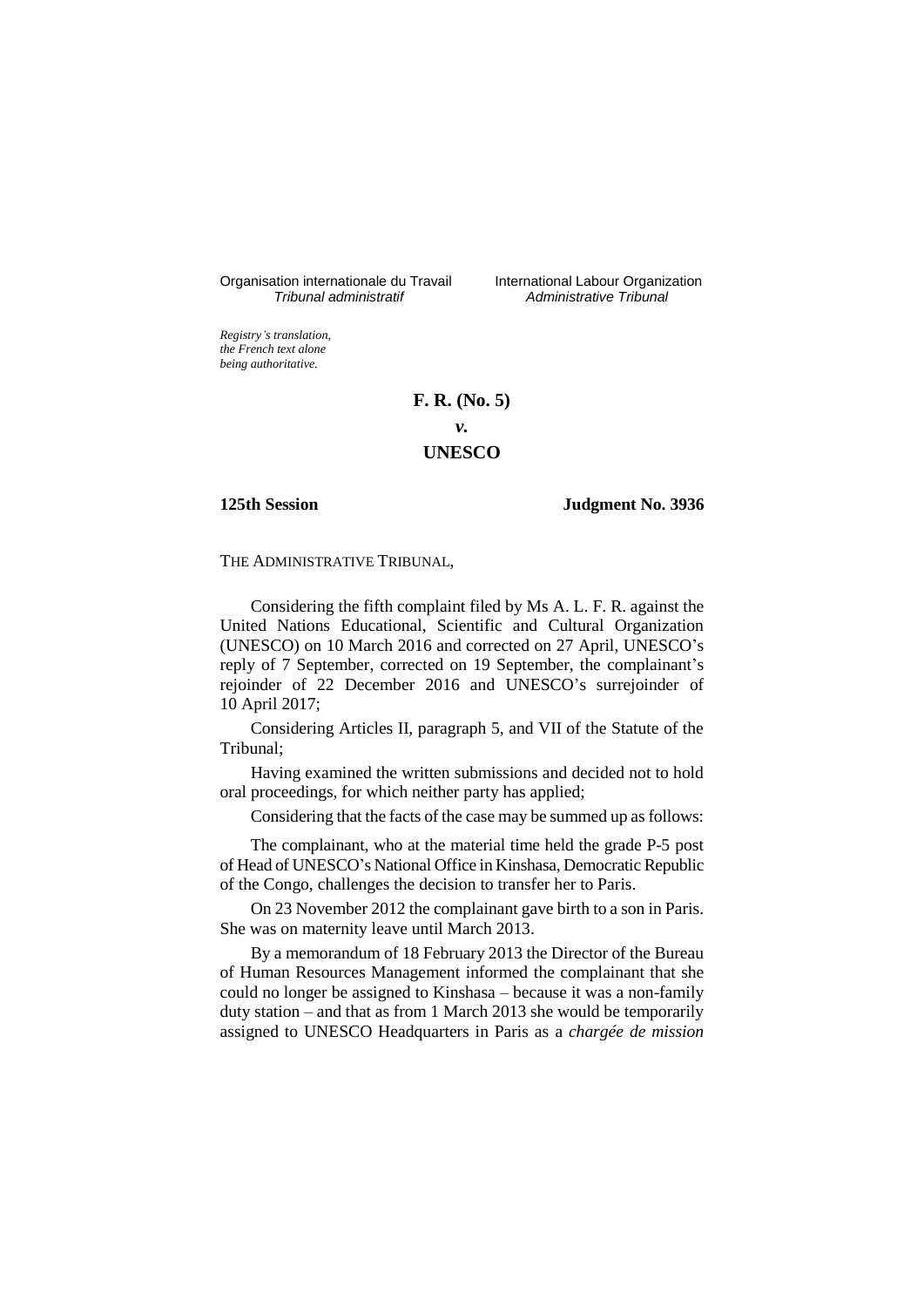Organisation internationale du Travail *Tribunal administratif*

International Labour Organization *Administrative Tribunal*

*Registry's translation, the French text alone being authoritative.*

**F. R. (No. 5)**

***v.***

**UNESCO**

**125th Session** **Judgment No. 3936**

THE ADMINISTRATIVE TRIBUNAL,

Considering the fifth complaint filed by Ms A. L. F. R. against the United Nations Educational, Scientific and Cultural Organization (UNESCO) on 10 March 2016 and corrected on 27 April, UNESCO's reply of 7 September, corrected on 19 September, the complainant's rejoinder of 22 December 2016 and UNESCO's surrejoinder of 10 April 2017;

Considering Articles II, paragraph 5, and VII of the Statute of the Tribunal;

Having examined the written submissions and decided not to hold oral proceedings, for which neither party has applied;

Considering that the facts of the case may be summed up as follows:

The complainant, who at the material time held the grade P-5 post of Head of UNESCO's National Office in Kinshasa, Democratic Republic of the Congo, challenges the decision to transfer her to Paris.

On 23 November 2012 the complainant gave birth to a son in Paris. She was on maternity leave until March 2013.

By a memorandum of 18 February 2013 the Director of the Bureau of Human Resources Management informed the complainant that she could no longer be assigned to Kinshasa – because it was a non-family duty station – and that as from 1 March 2013 she would be temporarily assigned to UNESCO Headquarters in Paris as a *chargée de mission*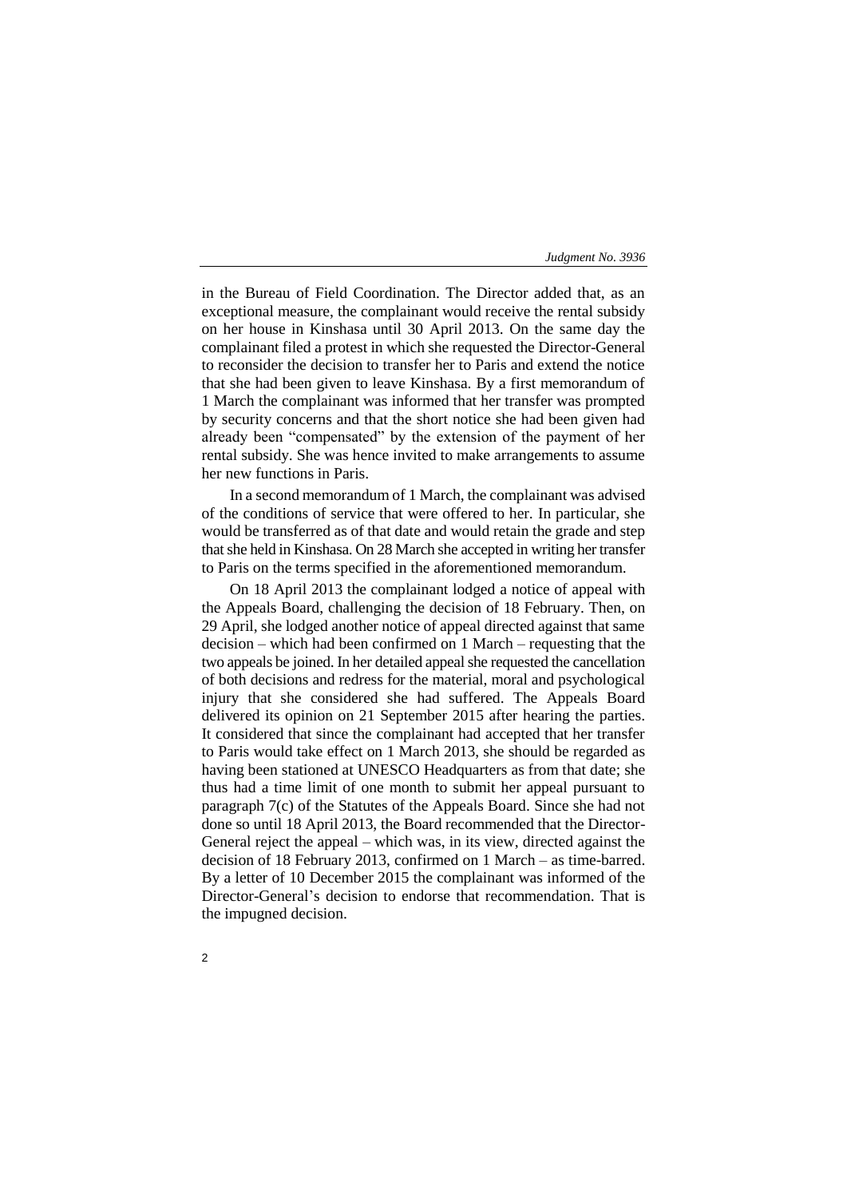in the Bureau of Field Coordination. The Director added that, as an exceptional measure, the complainant would receive the rental subsidy on her house in Kinshasa until 30 April 2013. On the same day the complainant filed a protest in which she requested the Director-General to reconsider the decision to transfer her to Paris and extend the notice that she had been given to leave Kinshasa. By a first memorandum of 1 March the complainant was informed that her transfer was prompted by security concerns and that the short notice she had been given had already been "compensated" by the extension of the payment of her rental subsidy. She was hence invited to make arrangements to assume her new functions in Paris.

In a second memorandum of 1 March, the complainant was advised of the conditions of service that were offered to her. In particular, she would be transferred as of that date and would retain the grade and step that she held in Kinshasa. On 28 March she accepted in writing her transfer to Paris on the terms specified in the aforementioned memorandum.

On 18 April 2013 the complainant lodged a notice of appeal with the Appeals Board, challenging the decision of 18 February. Then, on 29 April, she lodged another notice of appeal directed against that same decision – which had been confirmed on 1 March – requesting that the two appeals be joined. In her detailed appeal she requested the cancellation of both decisions and redress for the material, moral and psychological injury that she considered she had suffered. The Appeals Board delivered its opinion on 21 September 2015 after hearing the parties. It considered that since the complainant had accepted that her transfer to Paris would take effect on 1 March 2013, she should be regarded as having been stationed at UNESCO Headquarters as from that date; she thus had a time limit of one month to submit her appeal pursuant to paragraph 7(c) of the Statutes of the Appeals Board. Since she had not done so until 18 April 2013, the Board recommended that the Director-General reject the appeal – which was, in its view, directed against the decision of 18 February 2013, confirmed on 1 March – as time-barred. By a letter of 10 December 2015 the complainant was informed of the Director-General's decision to endorse that recommendation. That is the impugned decision.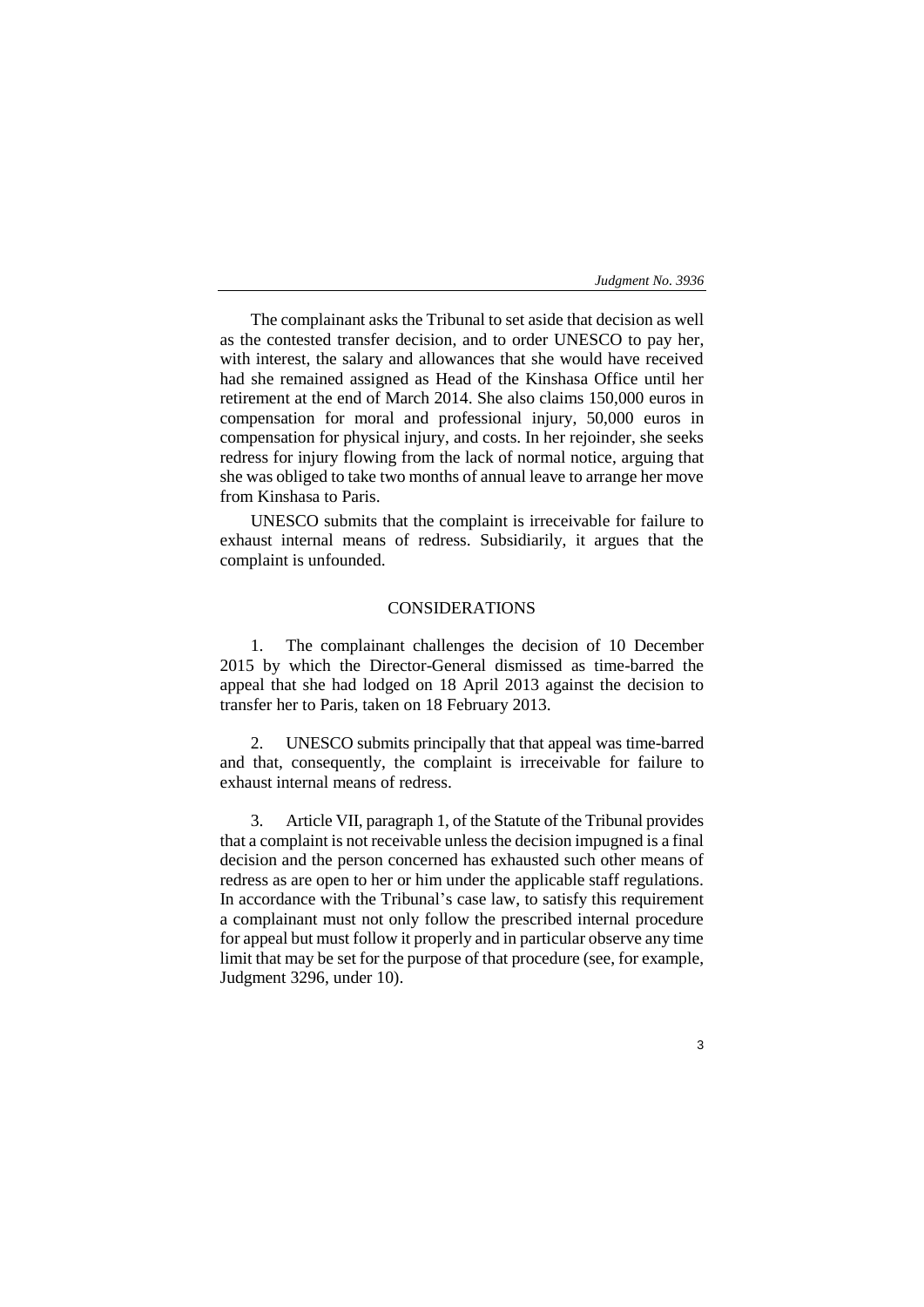The complainant asks the Tribunal to set aside that decision as well as the contested transfer decision, and to order UNESCO to pay her, with interest, the salary and allowances that she would have received had she remained assigned as Head of the Kinshasa Office until her retirement at the end of March 2014. She also claims 150,000 euros in compensation for moral and professional injury, 50,000 euros in compensation for physical injury, and costs. In her rejoinder, she seeks redress for injury flowing from the lack of normal notice, arguing that she was obliged to take two months of annual leave to arrange her move from Kinshasa to Paris.

UNESCO submits that the complaint is irreceivable for failure to exhaust internal means of redress. Subsidiarily, it argues that the complaint is unfounded.

## CONSIDERATIONS

1. The complainant challenges the decision of 10 December 2015 by which the Director-General dismissed as time-barred the appeal that she had lodged on 18 April 2013 against the decision to transfer her to Paris, taken on 18 February 2013.

2. UNESCO submits principally that that appeal was time-barred and that, consequently, the complaint is irreceivable for failure to exhaust internal means of redress.

3. Article VII, paragraph 1, of the Statute of the Tribunal provides that a complaint is not receivable unless the decision impugned is a final decision and the person concerned has exhausted such other means of redress as are open to her or him under the applicable staff regulations. In accordance with the Tribunal's case law, to satisfy this requirement a complainant must not only follow the prescribed internal procedure for appeal but must follow it properly and in particular observe any time limit that may be set for the purpose of that procedure (see, for example, Judgment 3296, under 10).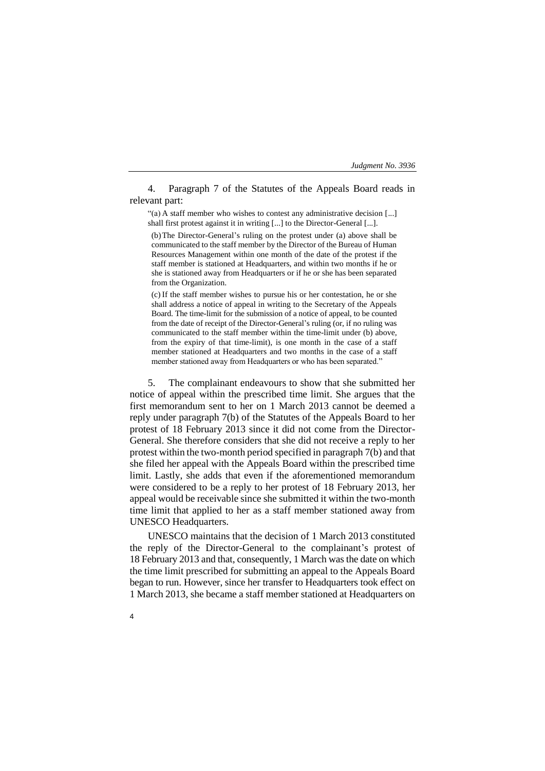4. Paragraph 7 of the Statutes of the Appeals Board reads in relevant part:

> "(a) A staff member who wishes to contest any administrative decision [...] shall first protest against it in writing [...] to the Director-General [...].
>
> (b) The Director-General's ruling on the protest under (a) above shall be communicated to the staff member by the Director of the Bureau of Human Resources Management within one month of the date of the protest if the staff member is stationed at Headquarters, and within two months if he or she is stationed away from Headquarters or if he or she has been separated from the Organization.
>
> (c) If the staff member wishes to pursue his or her contestation, he or she shall address a notice of appeal in writing to the Secretary of the Appeals Board. The time-limit for the submission of a notice of appeal, to be counted from the date of receipt of the Director-General's ruling (or, if no ruling was communicated to the staff member within the time-limit under (b) above, from the expiry of that time-limit), is one month in the case of a staff member stationed at Headquarters and two months in the case of a staff member stationed away from Headquarters or who has been separated."

5. The complainant endeavours to show that she submitted her notice of appeal within the prescribed time limit. She argues that the first memorandum sent to her on 1 March 2013 cannot be deemed a reply under paragraph 7(b) of the Statutes of the Appeals Board to her protest of 18 February 2013 since it did not come from the Director-General. She therefore considers that she did not receive a reply to her protest within the two-month period specified in paragraph 7(b) and that she filed her appeal with the Appeals Board within the prescribed time limit. Lastly, she adds that even if the aforementioned memorandum were considered to be a reply to her protest of 18 February 2013, her appeal would be receivable since she submitted it within the two-month time limit that applied to her as a staff member stationed away from UNESCO Headquarters.

UNESCO maintains that the decision of 1 March 2013 constituted the reply of the Director-General to the complainant's protest of 18 February 2013 and that, consequently, 1 March was the date on which the time limit prescribed for submitting an appeal to the Appeals Board began to run. However, since her transfer to Headquarters took effect on 1 March 2013, she became a staff member stationed at Headquarters on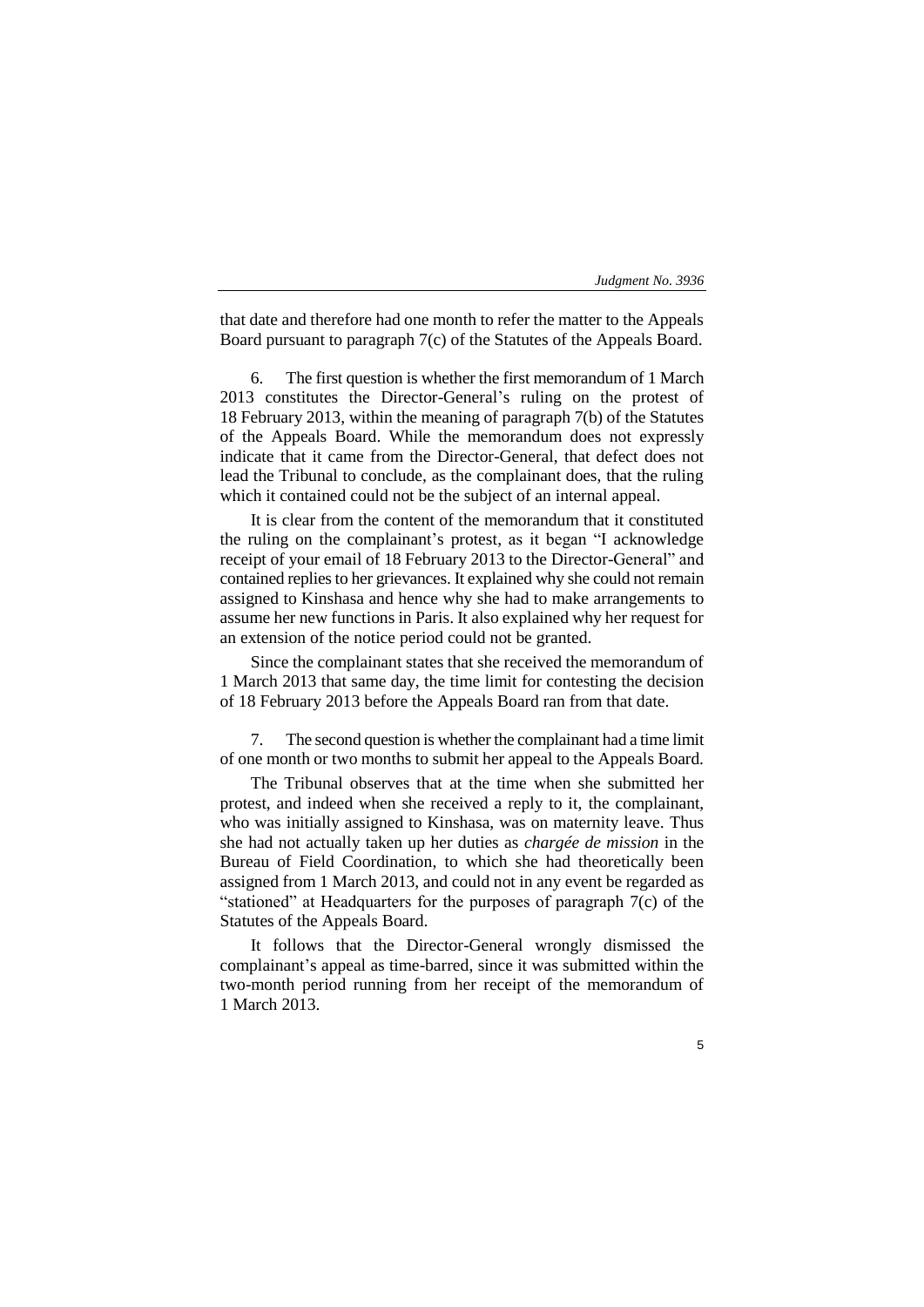that date and therefore had one month to refer the matter to the Appeals Board pursuant to paragraph 7(c) of the Statutes of the Appeals Board.

6. The first question is whether the first memorandum of 1 March 2013 constitutes the Director-General's ruling on the protest of 18 February 2013, within the meaning of paragraph 7(b) of the Statutes of the Appeals Board. While the memorandum does not expressly indicate that it came from the Director-General, that defect does not lead the Tribunal to conclude, as the complainant does, that the ruling which it contained could not be the subject of an internal appeal.

It is clear from the content of the memorandum that it constituted the ruling on the complainant's protest, as it began "I acknowledge receipt of your email of 18 February 2013 to the Director-General" and contained replies to her grievances. It explained why she could not remain assigned to Kinshasa and hence why she had to make arrangements to assume her new functions in Paris. It also explained why her request for an extension of the notice period could not be granted.

Since the complainant states that she received the memorandum of 1 March 2013 that same day, the time limit for contesting the decision of 18 February 2013 before the Appeals Board ran from that date.

7. The second question is whether the complainant had a time limit of one month or two months to submit her appeal to the Appeals Board.

The Tribunal observes that at the time when she submitted her protest, and indeed when she received a reply to it, the complainant, who was initially assigned to Kinshasa, was on maternity leave. Thus she had not actually taken up her duties as *chargée de mission* in the Bureau of Field Coordination, to which she had theoretically been assigned from 1 March 2013, and could not in any event be regarded as "stationed" at Headquarters for the purposes of paragraph 7(c) of the Statutes of the Appeals Board.

It follows that the Director-General wrongly dismissed the complainant's appeal as time-barred, since it was submitted within the two-month period running from her receipt of the memorandum of 1 March 2013.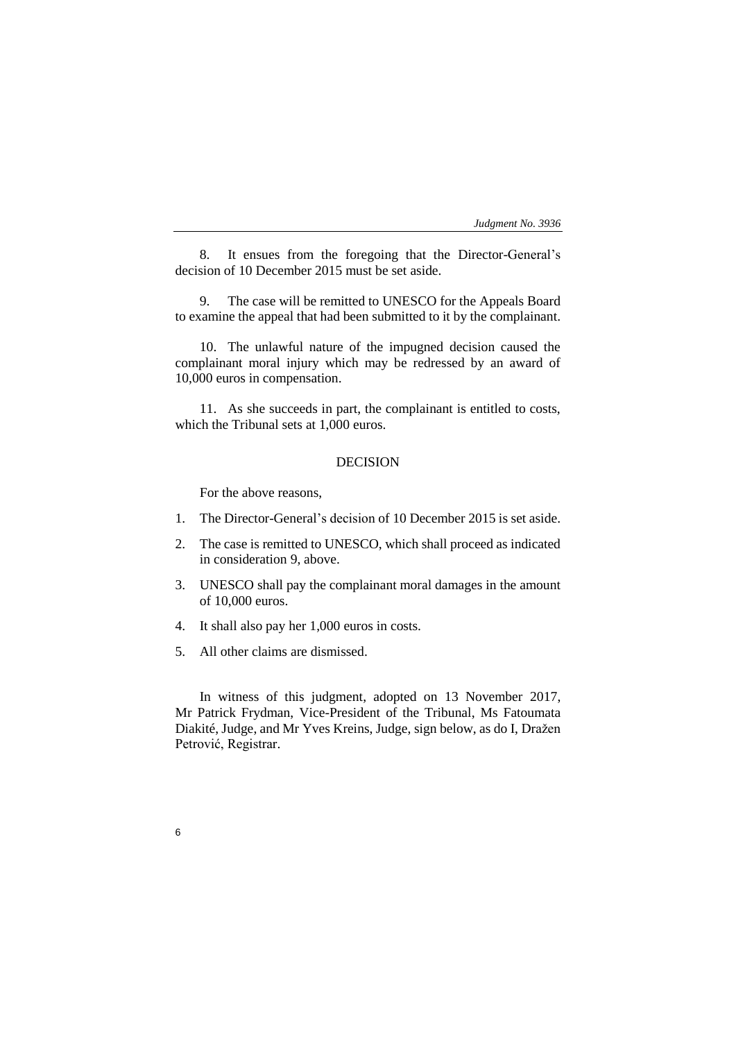8. It ensues from the foregoing that the Director-General's decision of 10 December 2015 must be set aside.

9. The case will be remitted to UNESCO for the Appeals Board to examine the appeal that had been submitted to it by the complainant.

10. The unlawful nature of the impugned decision caused the complainant moral injury which may be redressed by an award of 10,000 euros in compensation.

11. As she succeeds in part, the complainant is entitled to costs, which the Tribunal sets at 1,000 euros.

## DECISION

For the above reasons,

1. The Director-General's decision of 10 December 2015 is set aside.
2. The case is remitted to UNESCO, which shall proceed as indicated in consideration 9, above.
3. UNESCO shall pay the complainant moral damages in the amount of 10,000 euros.
4. It shall also pay her 1,000 euros in costs.
5. All other claims are dismissed.

In witness of this judgment, adopted on 13 November 2017, Mr Patrick Frydman, Vice-President of the Tribunal, Ms Fatoumata Diakité, Judge, and Mr Yves Kreins, Judge, sign below, as do I, Dražen Petrović, Registrar.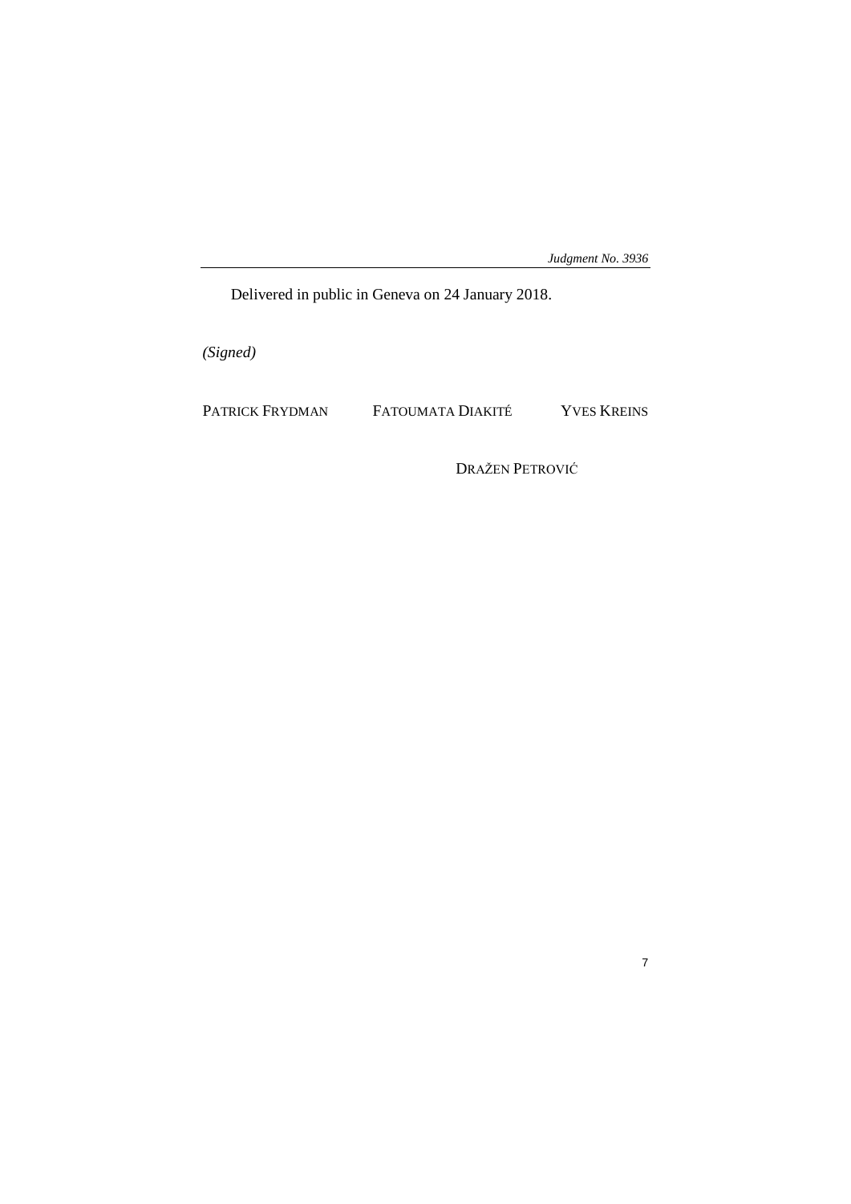Delivered in public in Geneva on 24 January 2018.

*(Signed)*

PATRICK FRYDMAN FATOUMATA DIAKITÉ YVES KREINS

DRAŽEN PETROVIĆ